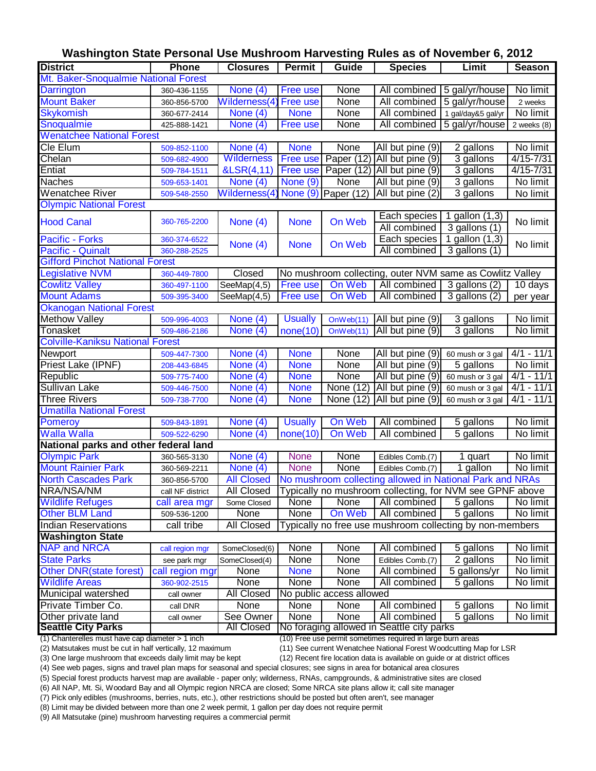# Washington State Personal Use Mushroom Harvesting Rules as of November 6, 2012

| District | Phone | Closures | Permit | Guide | Species | Limit | Season |
|---|---|---|---|---|---|---|---|
| **Mt. Baker-Snoqualmie National Forest** | | | | | | | |
| Darrington | 360-436-1155 | None (4) | Free use | None | All combined | 5 gal/yr/house | No limit |
| Mount Baker | 360-856-5700 | Wilderness(4) | Free use | None | All combined | 5 gal/yr/house | 2 weeks |
| Skykomish | 360-677-2414 | None (4) | None | None | All combined | 1 gal/day&5 gal/yr | No limit |
| Snoqualmie | 425-888-1421 | None (4) | Free use | None | All combined | 5 gal/yr/house | 2 weeks (8) |
| **Wenatchee National Forest** | | | | | | | |
| Cle Elum | 509-852-1100 | None (4) | None | None | All but pine (9) | 2 gallons | No limit |
| Chelan | 509-682-4900 | Wilderness | Free use | Paper (12) | All but pine (9) | 3 gallons | 4/15-7/31 |
| Entiat | 509-784-1511 | &LSR(4,11) | Free use | Paper (12) | All but pine (9) | 3 gallons | 4/15-7/31 |
| Naches | 509-653-1401 | None (4) | None (9) | None | All but pine (9) | 3 gallons | No limit |
| Wenatchee River | 509-548-2550 | Wilderness(4) | None (9) | Paper (12) | All but pine (2) | 3 gallons | No limit |
| **Olympic National Forest** | | | | | | | |
| Hood Canal | 360-765-2200 | None (4) | None | On Web | Each species | 1 gallon (1,3) | No limit |
| | | | | | All combined | 3 gallons (1) | |
| Pacific - Forks | 360-374-6522 | None (4) | None | On Web | Each species | 1 gallon (1,3) | No limit |
| Pacific - Quinalt | 360-288-2525 | | | | All combined | 3 gallons (1) | |
| **Gifford Pinchot National Forest** | | | | | | | |
| Legislative NVM | 360-449-7800 | Closed | No mushroom collecting, outer NVM same as Cowlitz Valley | | | | |
| Cowlitz Valley | 360-497-1100 | SeeMap(4,5) | Free use | On Web | All combined | 3 gallons (2) | 10 days |
| Mount Adams | 509-395-3400 | SeeMap(4,5) | Free use | On Web | All combined | 3 gallons (2) | per year |
| **Okanogan National Forest** | | | | | | | |
| Methow Valley | 509-996-4003 | None (4) | Usually | OnWeb(11) | All but pine (9) | 3 gallons | No limit |
| Tonasket | 509-486-2186 | None (4) | none(10) | OnWeb(11) | All but pine (9) | 3 gallons | No limit |
| **Colville-Kaniksu National Forest** | | | | | | | |
| Newport | 509-447-7300 | None (4) | None | None | All but pine (9) | 60 mush or 3 gal | 4/1 - 11/1 |
| Priest Lake (IPNF) | 208-443-6845 | None (4) | None | None | All but pine (9) | 5 gallons | No limit |
| Republic | 509-775-7400 | None (4) | None | None | All but pine (9) | 60 mush or 3 gal | 4/1 - 11/1 |
| Sullivan Lake | 509-446-7500 | None (4) | None | None (12) | All but pine (9) | 60 mush or 3 gal | 4/1 - 11/1 |
| Three Rivers | 509-738-7700 | None (4) | None | None (12) | All but pine (9) | 60 mush or 3 gal | 4/1 - 11/1 |
| **Umatilla National Forest** | | | | | | | |
| Pomeroy | 509-843-1891 | None (4) | Usually | On Web | All combined | 5 gallons | No limit |
| Walla Walla | 509-522-6290 | None (4) | none(10) | On Web | All combined | 5 gallons | No limit |
| **National parks and other federal land** | | | | | | | |
| Olympic Park | 360-565-3130 | None (4) | None | None | Edibles Comb.(7) | 1 quart | No limit |
| Mount Rainier Park | 360-569-2211 | None (4) | None | None | Edibles Comb.(7) | 1 gallon | No limit |
| North Cascades Park | 360-856-5700 | All Closed | No mushroom collecting allowed in National Park and NRAs | | | | |
| NRA/NSA/NM | call NF district | All Closed | Typically no mushroom collecting, for NVM see GPNF above | | | | |
| Wildlife Refuges | call area mgr | Some Closed | None | None | All combined | 5 gallons | No limit |
| Other BLM Land | 509-536-1200 | None | None | On Web | All combined | 5 gallons | No limit |
| Indian Reservations | call tribe | All Closed | Typically no free use mushroom collecting by non-members | | | | |
| **Washington State** | | | | | | | |
| NAP and NRCA | call region mgr | SomeClosed(6) | None | None | All combined | 5 gallons | No limit |
| State Parks | see park mgr | SomeClosed(4) | None | None | Edibles Comb.(7) | 2 gallons | No limit |
| Other DNR(state forest) | call region mgr | None | None | None | All combined | 5 gallons/yr | No limit |
| Wildlife Areas | 360-902-2515 | None | None | None | All combined | 5 gallons | No limit |
| Municipal watershed | call owner | All Closed | No public access allowed | | | | |
| Private Timber Co. | call DNR | None | None | None | All combined | 5 gallons | No limit |
| Other private land | call owner | See Owner | None | None | All combined | 5 gallons | No limit |
| **Seattle City Parks** | | All Closed | No foraging allowed in Seattle city parks | | | | |

(1) Chanterelles must have cap diameter > 1 inch
(2) Matsutakes must be cut in half vertically, 12 maximum
(3) One large mushroom that exceeds daily limit may be kept
(4) See web pages, signs and travel plan maps for seasonal and special closures; see signs in area for botanical area closures
(5) Special forest products harvest map are available - paper only; wilderness, RNAs, campgrounds, & administrative sites are closed
(6) All NAP, Mt. Si, Woodard Bay and all Olympic region NRCA are closed; Some NRCA site plans allow it; call site manager
(7) Pick only edibles (mushrooms, berries, nuts, etc.), other restrictions should be posted but often aren't, see manager
(8) Limit may be divided between more than one 2 week permit, 1 gallon per day does not require permit
(9) All Matsutake (pine) mushroom harvesting requires a commercial permit
(10) Free use permit sometimes required in large burn areas
(11) See current Wenatchee National Forest Woodcutting Map for LSR
(12) Recent fire location data is available on guide or at district offices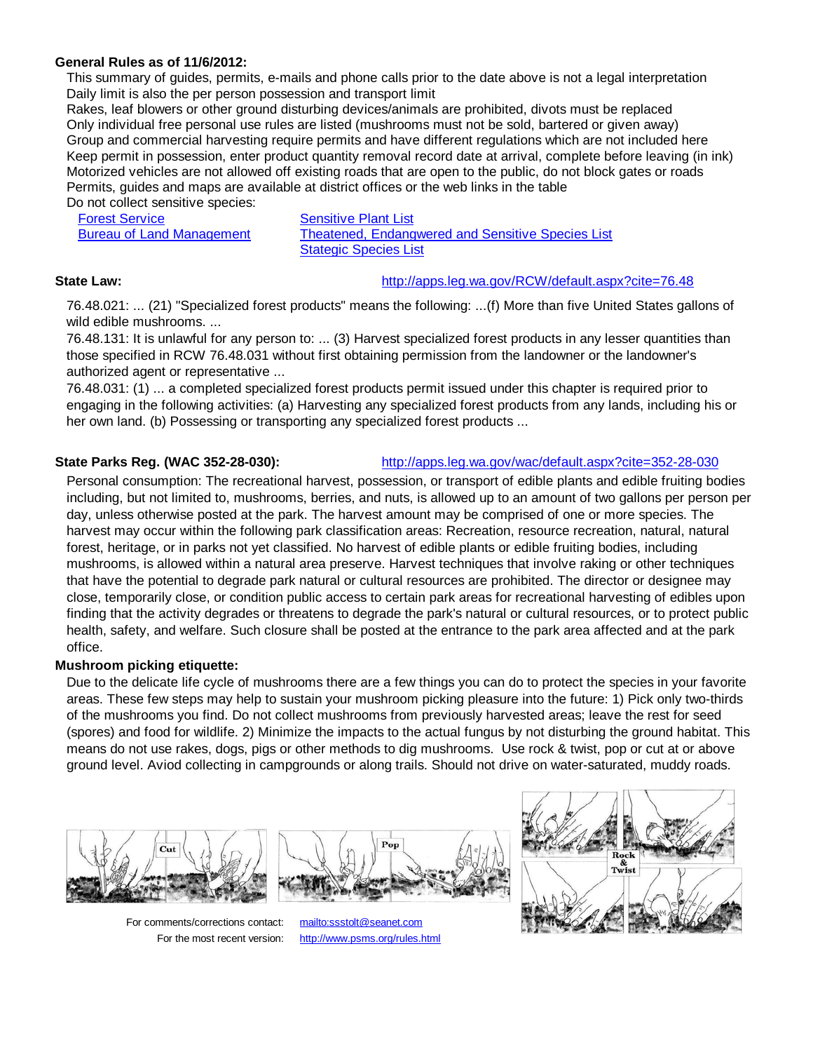**General Rules as of 11/6/2012:**

This summary of guides, permits, e-mails and phone calls prior to the date above is not a legal interpretation
Daily limit is also the per person possession and transport limit
Rakes, leaf blowers or other ground disturbing devices/animals are prohibited, divots must be replaced
Only individual free personal use rules are listed (mushrooms must not be sold, bartered or given away)
Group and commercial harvesting require permits and have different regulations which are not included here
Keep permit in possession, enter product quantity removal record date at arrival, complete before leaving (in ink)
Motorized vehicles are not allowed off existing roads that are open to the public, do not block gates or roads
Permits, guides and maps are available at district offices or the web links in the table
Do not collect sensitive species:

| | |
|---|---|
| Forest Service | Sensitive Plant List |
| Bureau of Land Management | Theatened, Endangwered and Sensitive Species List |
| | Stategic Species List |

**State Law:** http://apps.leg.wa.gov/RCW/default.aspx?cite=76.48

76.48.021: ... (21) "Specialized forest products" means the following: ...(f) More than five United States gallons of wild edible mushrooms. ...
76.48.131: It is unlawful for any person to: ... (3) Harvest specialized forest products in any lesser quantities than those specified in RCW 76.48.031 without first obtaining permission from the landowner or the landowner's authorized agent or representative ...
76.48.031: (1) ... a completed specialized forest products permit issued under this chapter is required prior to engaging in the following activities: (a) Harvesting any specialized forest products from any lands, including his or her own land. (b) Possessing or transporting any specialized forest products ...

**State Parks Reg. (WAC 352-28-030):** http://apps.leg.wa.gov/wac/default.aspx?cite=352-28-030

Personal consumption: The recreational harvest, possession, or transport of edible plants and edible fruiting bodies including, but not limited to, mushrooms, berries, and nuts, is allowed up to an amount of two gallons per person per day, unless otherwise posted at the park. The harvest amount may be comprised of one or more species. The harvest may occur within the following park classification areas: Recreation, resource recreation, natural, natural forest, heritage, or in parks not yet classified. No harvest of edible plants or edible fruiting bodies, including mushrooms, is allowed within a natural area preserve. Harvest techniques that involve raking or other techniques that have the potential to degrade park natural or cultural resources are prohibited. The director or designee may close, temporarily close, or condition public access to certain park areas for recreational harvesting of edibles upon finding that the activity degrades or threatens to degrade the park's natural or cultural resources, or to protect public health, safety, and welfare. Such closure shall be posted at the entrance to the park area affected and at the park office.

**Mushroom picking etiquette:**

Due to the delicate life cycle of mushrooms there are a few things you can do to protect the species in your favorite areas. These few steps may help to sustain your mushroom picking pleasure into the future: 1) Pick only two-thirds of the mushrooms you find. Do not collect mushrooms from previously harvested areas; leave the rest for seed (spores) and food for wildlife. 2) Minimize the impacts to the actual fungus by not disturbing the ground habitat. This means do not use rakes, dogs, pigs or other methods to dig mushrooms. Use rock & twist, pop or cut at or above ground level. Aviod collecting in campgrounds or along trails. Should not drive on water-saturated, muddy roads.

Cut

Pop

Rock & Twist

For comments/corrections contact: mailto:ssstolt@seanet.com
For the most recent version: http://www.psms.org/rules.html